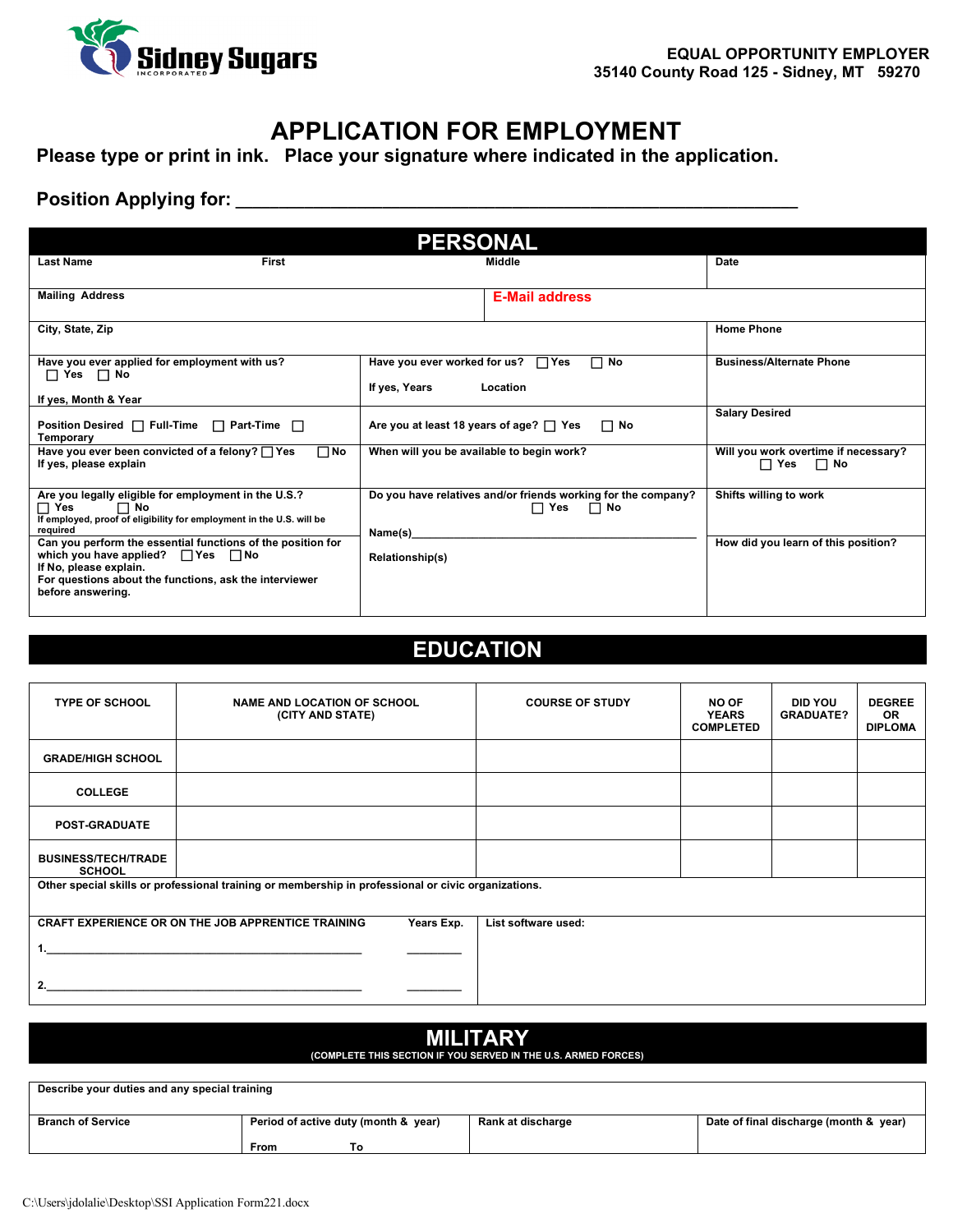Sidney Sugars INCORPORATED

EQUAL OPPORTUNITY EMPLOYER
35140 County Road 125 - Sidney, MT 59270

# APPLICATION FOR EMPLOYMENT

**Please type or print in ink. Place your signature where indicated in the application.**

**Position Applying for:** ____________________________________________________________

## PERSONAL

| Last Name | First | Middle | Date |
|---|---|---|---|
| Mailing Address | | E-Mail address | |
| City, State, Zip | | | Home Phone |
| Have you ever applied for employment with us? ☐ Yes ☐ No<br>If yes, Month & Year | Have you ever worked for us? ☐ Yes ☐ No<br>If yes, Years Location | | Business/Alternate Phone |
| Position Desired ☐ Full-Time ☐ Part-Time ☐ Temporary | Are you at least 18 years of age? ☐ Yes ☐ No | | Salary Desired |
| Have you ever been convicted of a felony? ☐ Yes ☐ No<br>If yes, please explain | When will you be available to begin work? | | Will you work overtime if necessary? ☐ Yes ☐ No |
| Are you legally eligible for employment in the U.S.? ☐ Yes ☐ No<br>If employed, proof of eligibility for employment in the U.S. will be required | Do you have relatives and/or friends working for the company? ☐ Yes ☐ No<br>Name(s)______________________________ | | Shifts willing to work |
| Can you perform the essential functions of the position for which you have applied? ☐ Yes ☐ No<br>If No, please explain.<br>For questions about the functions, ask the interviewer before answering. | Relationship(s) | | How did you learn of this position? |

## EDUCATION

| TYPE OF SCHOOL | NAME AND LOCATION OF SCHOOL (CITY AND STATE) | COURSE OF STUDY | NO OF YEARS COMPLETED | DID YOU GRADUATE? | DEGREE OR DIPLOMA |
|---|---|---|---|---|---|
| GRADE/HIGH SCHOOL | | | | | |
| COLLEGE | | | | | |
| POST-GRADUATE | | | | | |
| BUSINESS/TECH/TRADE SCHOOL | | | | | |

Other special skills or professional training or membership in professional or civic organizations.

| CRAFT EXPERIENCE OR ON THE JOB APPRENTICE TRAINING | Years Exp. | List software used: |
|---|---|---|
| 1.______________________________________ | ________ | |
| 2.______________________________________ | ________ | |

## MILITARY

(COMPLETE THIS SECTION IF YOU SERVED IN THE U.S. ARMED FORCES)

| Describe your duties and any special training | | | |
|---|---|---|---|
| Branch of Service | Period of active duty (month & year)<br>From To | Rank at discharge | Date of final discharge (month & year) |

C:\Users\jdolalie\Desktop\SSI Application Form221.docx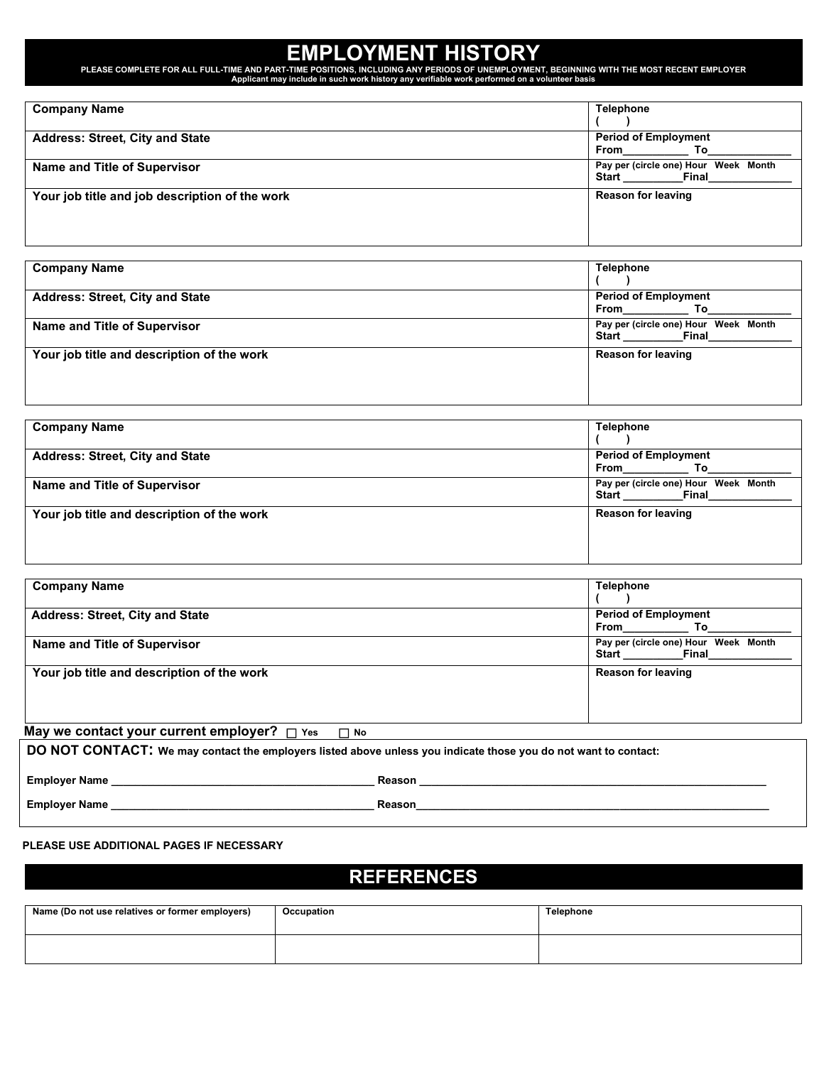# EMPLOYMENT HISTORY

**PLEASE COMPLETE FOR ALL FULL-TIME AND PART-TIME POSITIONS, INCLUDING ANY PERIODS OF UNEMPLOYMENT, BEGINNING WITH THE MOST RECENT EMPLOYER**
**Applicant may include in such work history any verifiable work performed on a volunteer basis**

| Company Name | Telephone ( ) |
|---|---|
| Address: Street, City and State | Period of Employment From___________ To_____________ |
| Name and Title of Supervisor | Pay per (circle one) Hour Week Month Start __________Final_____________ |
| Your job title and job description of the work | Reason for leaving |

| Company Name | Telephone ( ) |
|---|---|
| Address: Street, City and State | Period of Employment From___________ To_____________ |
| Name and Title of Supervisor | Pay per (circle one) Hour Week Month Start __________Final_____________ |
| Your job title and description of the work | Reason for leaving |

| Company Name | Telephone ( ) |
|---|---|
| Address: Street, City and State | Period of Employment From___________ To_____________ |
| Name and Title of Supervisor | Pay per (circle one) Hour Week Month Start __________Final_____________ |
| Your job title and description of the work | Reason for leaving |

| Company Name | Telephone ( ) |
|---|---|
| Address: Street, City and State | Period of Employment From___________ To_____________ |
| Name and Title of Supervisor | Pay per (circle one) Hour Week Month Start __________Final_____________ |
| Your job title and description of the work | Reason for leaving |

**May we contact your current employer?** ☐ Yes ☐ No

**DO NOT CONTACT: We may contact the employers listed above unless you indicate those you do not want to contact:**

**Employer Name** ___________________________________________ **Reason** ___________________________________________________________

**Employer Name** ___________________________________________ **Reason**_____________________________________________________________

**PLEASE USE ADDITIONAL PAGES IF NECESSARY**

# REFERENCES

| Name (Do not use relatives or former employers) | Occupation | Telephone |
|---|---|---|
| | | |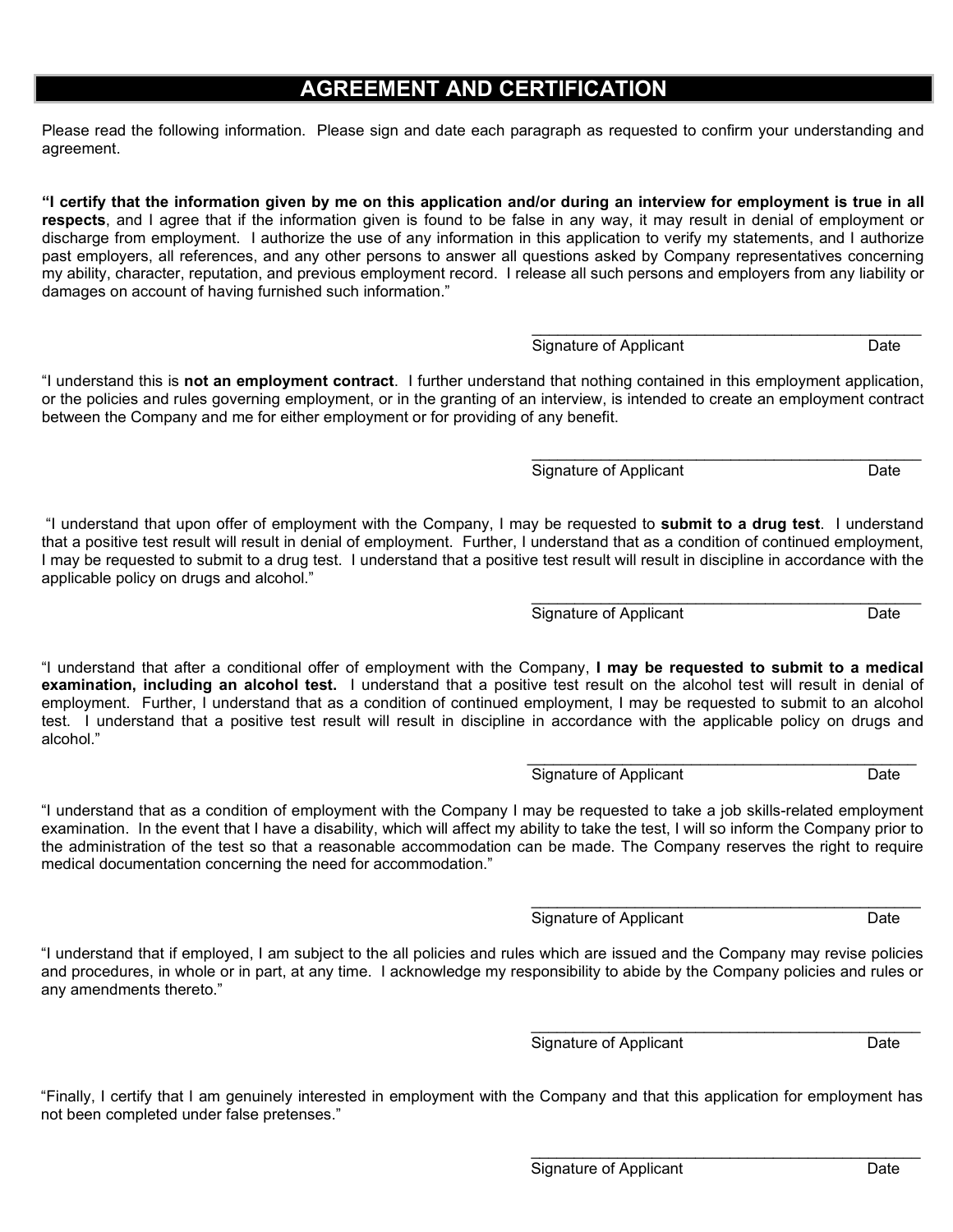# AGREEMENT AND CERTIFICATION

Please read the following information. Please sign and date each paragraph as requested to confirm your understanding and agreement.

**"I certify that the information given by me on this application and/or during an interview for employment is true in all respects**, and I agree that if the information given is found to be false in any way, it may result in denial of employment or discharge from employment. I authorize the use of any information in this application to verify my statements, and I authorize past employers, all references, and any other persons to answer all questions asked by Company representatives concerning my ability, character, reputation, and previous employment record. I release all such persons and employers from any liability or damages on account of having furnished such information."

\_\_\_\_\_\_\_\_\_\_\_\_\_\_\_\_\_\_\_\_\_\_\_\_\_\_\_\_\_\_\_\_\_\_\_\_\_\_\_\_\_\_\_\_
Signature of Applicant Date

"I understand this is **not an employment contract**. I further understand that nothing contained in this employment application, or the policies and rules governing employment, or in the granting of an interview, is intended to create an employment contract between the Company and me for either employment or for providing of any benefit.

\_\_\_\_\_\_\_\_\_\_\_\_\_\_\_\_\_\_\_\_\_\_\_\_\_\_\_\_\_\_\_\_\_\_\_\_\_\_\_\_\_\_\_\_
Signature of Applicant Date

"I understand that upon offer of employment with the Company, I may be requested to **submit to a drug test**. I understand that a positive test result will result in denial of employment. Further, I understand that as a condition of continued employment, I may be requested to submit to a drug test. I understand that a positive test result will result in discipline in accordance with the applicable policy on drugs and alcohol."

\_\_\_\_\_\_\_\_\_\_\_\_\_\_\_\_\_\_\_\_\_\_\_\_\_\_\_\_\_\_\_\_\_\_\_\_\_\_\_\_\_\_\_\_
Signature of Applicant Date

"I understand that after a conditional offer of employment with the Company, **I may be requested to submit to a medical examination, including an alcohol test.** I understand that a positive test result on the alcohol test will result in denial of employment. Further, I understand that as a condition of continued employment, I may be requested to submit to an alcohol test. I understand that a positive test result will result in discipline in accordance with the applicable policy on drugs and alcohol."

\_\_\_\_\_\_\_\_\_\_\_\_\_\_\_\_\_\_\_\_\_\_\_\_\_\_\_\_\_\_\_\_\_\_\_\_\_\_\_\_\_\_\_\_
Signature of Applicant Date

"I understand that as a condition of employment with the Company I may be requested to take a job skills-related employment examination. In the event that I have a disability, which will affect my ability to take the test, I will so inform the Company prior to the administration of the test so that a reasonable accommodation can be made. The Company reserves the right to require medical documentation concerning the need for accommodation."

\_\_\_\_\_\_\_\_\_\_\_\_\_\_\_\_\_\_\_\_\_\_\_\_\_\_\_\_\_\_\_\_\_\_\_\_\_\_\_\_\_\_\_\_
Signature of Applicant Date

"I understand that if employed, I am subject to the all policies and rules which are issued and the Company may revise policies and procedures, in whole or in part, at any time. I acknowledge my responsibility to abide by the Company policies and rules or any amendments thereto."

\_\_\_\_\_\_\_\_\_\_\_\_\_\_\_\_\_\_\_\_\_\_\_\_\_\_\_\_\_\_\_\_\_\_\_\_\_\_\_\_\_\_\_\_
Signature of Applicant Date

"Finally, I certify that I am genuinely interested in employment with the Company and that this application for employment has not been completed under false pretenses."

\_\_\_\_\_\_\_\_\_\_\_\_\_\_\_\_\_\_\_\_\_\_\_\_\_\_\_\_\_\_\_\_\_\_\_\_\_\_\_\_\_\_\_\_
Signature of Applicant Date